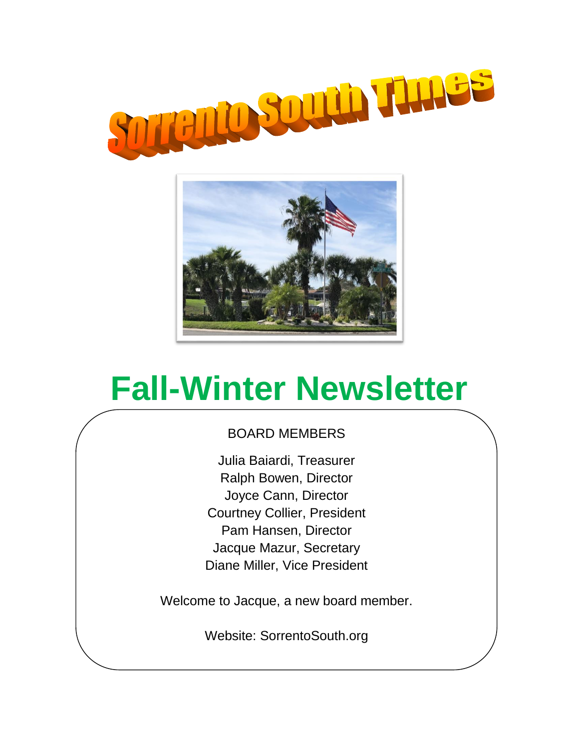# Sorrento South Times

# Fall-Winter Newsletter

BOARD MEMBERS

Julia Baiardi, Treasurer
Ralph Bowen, Director
Joyce Cann, Director
Courtney Collier, President
Pam Hansen, Director
Jacque Mazur, Secretary
Diane Miller, Vice President

Welcome to Jacque, a new board member.

Website: SorrentoSouth.org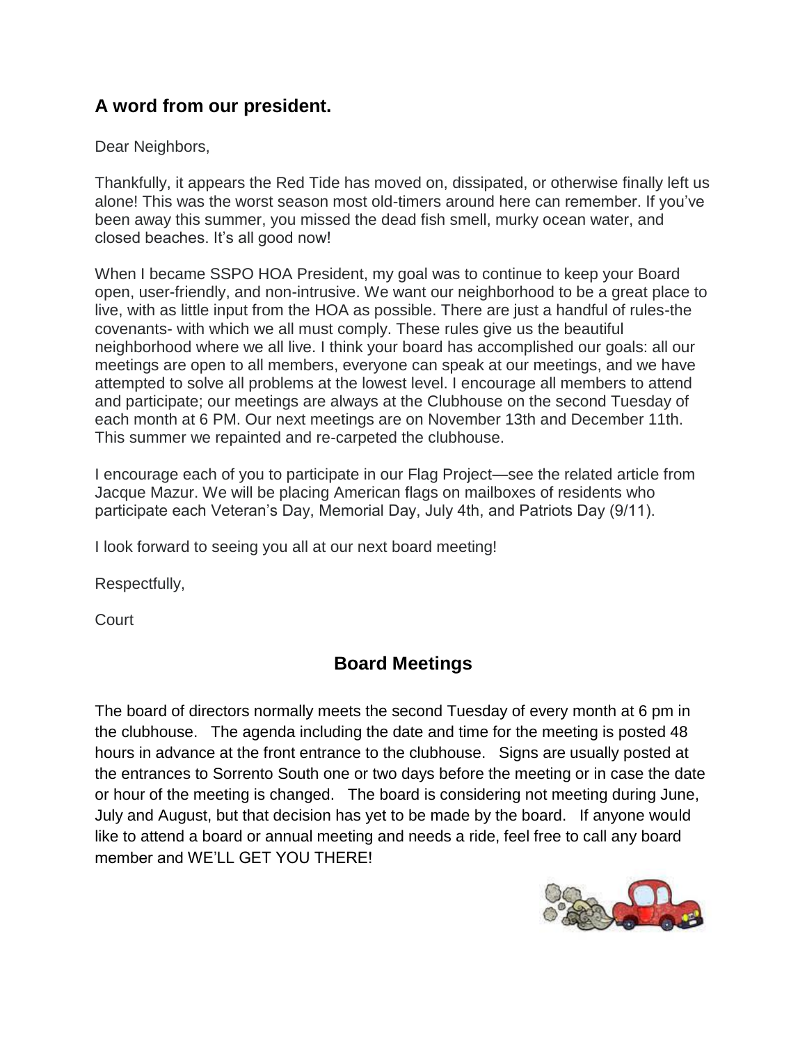## A word from our president.

Dear Neighbors,

Thankfully, it appears the Red Tide has moved on, dissipated, or otherwise finally left us alone! This was the worst season most old-timers around here can remember. If you've been away this summer, you missed the dead fish smell, murky ocean water, and closed beaches. It's all good now!

When I became SSPO HOA President, my goal was to continue to keep your Board open, user-friendly, and non-intrusive. We want our neighborhood to be a great place to live, with as little input from the HOA as possible. There are just a handful of rules-the covenants- with which we all must comply. These rules give us the beautiful neighborhood where we all live. I think your board has accomplished our goals: all our meetings are open to all members, everyone can speak at our meetings, and we have attempted to solve all problems at the lowest level. I encourage all members to attend and participate; our meetings are always at the Clubhouse on the second Tuesday of each month at 6 PM. Our next meetings are on November 13th and December 11th. This summer we repainted and re-carpeted the clubhouse.

I encourage each of you to participate in our Flag Project—see the related article from Jacque Mazur. We will be placing American flags on mailboxes of residents who participate each Veteran's Day, Memorial Day, July 4th, and Patriots Day (9/11).

I look forward to seeing you all at our next board meeting!

Respectfully,

Court

## Board Meetings

The board of directors normally meets the second Tuesday of every month at 6 pm in the clubhouse. The agenda including the date and time for the meeting is posted 48 hours in advance at the front entrance to the clubhouse. Signs are usually posted at the entrances to Sorrento South one or two days before the meeting or in case the date or hour of the meeting is changed. The board is considering not meeting during June, July and August, but that decision has yet to be made by the board. If anyone would like to attend a board or annual meeting and needs a ride, feel free to call any board member and WE'LL GET YOU THERE!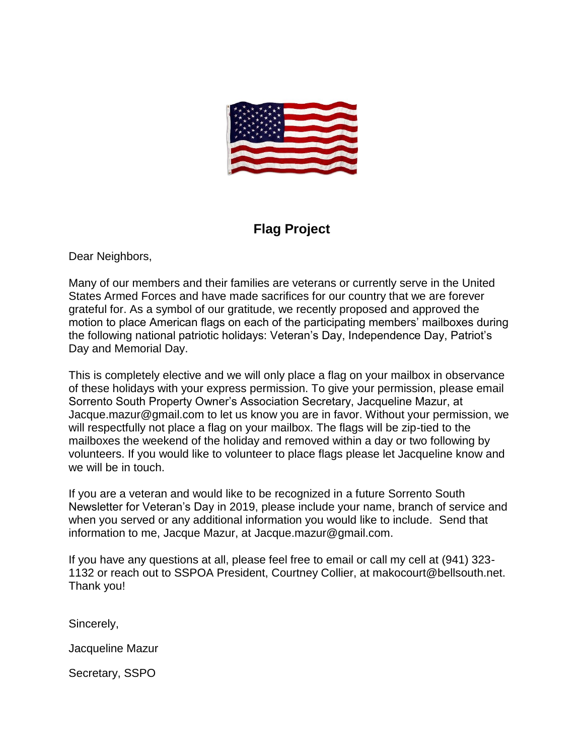## Flag Project

Dear Neighbors,

Many of our members and their families are veterans or currently serve in the United States Armed Forces and have made sacrifices for our country that we are forever grateful for. As a symbol of our gratitude, we recently proposed and approved the motion to place American flags on each of the participating members' mailboxes during the following national patriotic holidays: Veteran's Day, Independence Day, Patriot's Day and Memorial Day.

This is completely elective and we will only place a flag on your mailbox in observance of these holidays with your express permission. To give your permission, please email Sorrento South Property Owner's Association Secretary, Jacqueline Mazur, at Jacque.mazur@gmail.com to let us know you are in favor. Without your permission, we will respectfully not place a flag on your mailbox. The flags will be zip-tied to the mailboxes the weekend of the holiday and removed within a day or two following by volunteers. If you would like to volunteer to place flags please let Jacqueline know and we will be in touch.

If you are a veteran and would like to be recognized in a future Sorrento South Newsletter for Veteran's Day in 2019, please include your name, branch of service and when you served or any additional information you would like to include. Send that information to me, Jacque Mazur, at Jacque.mazur@gmail.com.

If you have any questions at all, please feel free to email or call my cell at (941) 323-1132 or reach out to SSPOA President, Courtney Collier, at makocourt@bellsouth.net. Thank you!

Sincerely,

Jacqueline Mazur

Secretary, SSPO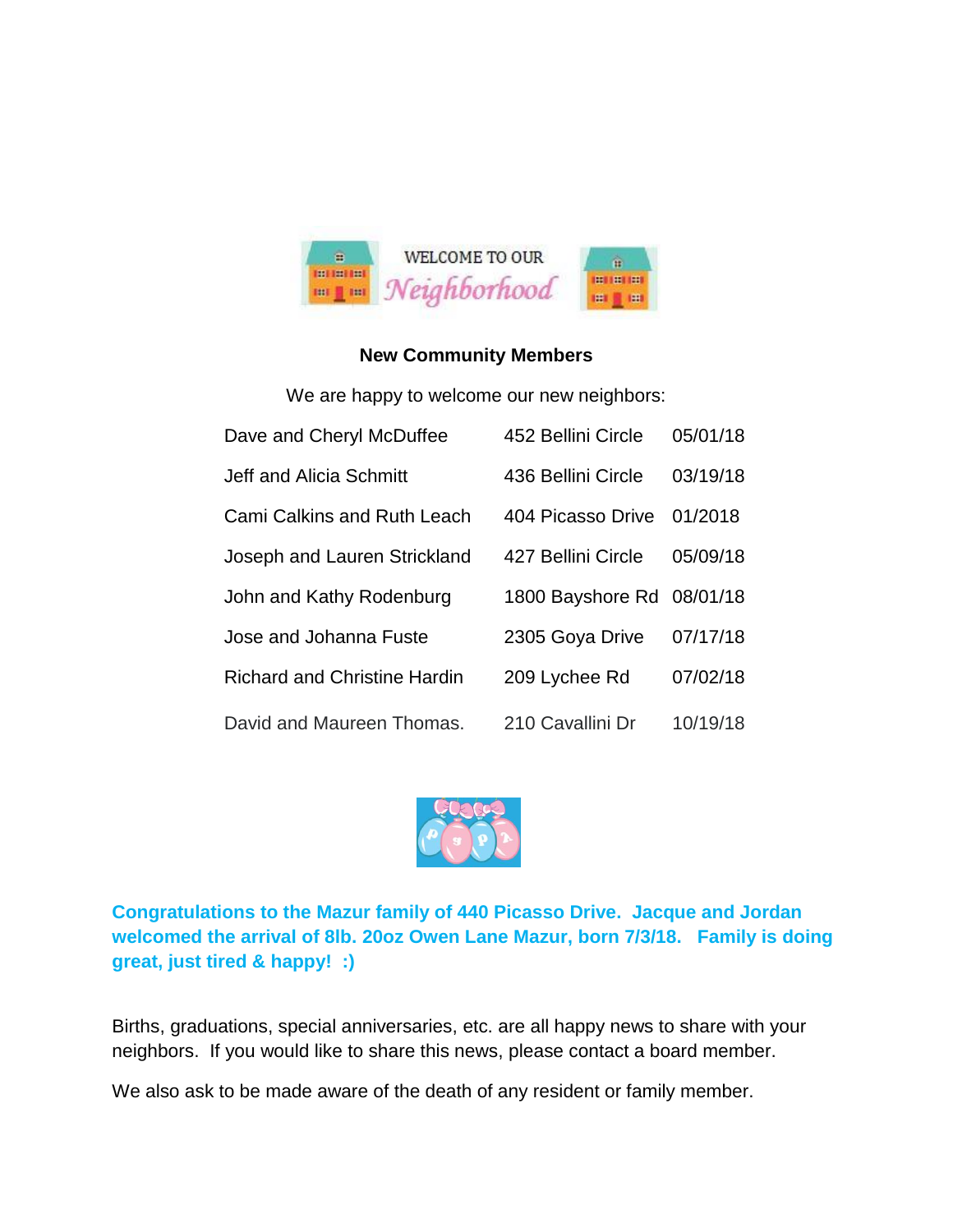WELCOME TO OUR *Neighborhood*

**New Community Members**

We are happy to welcome our new neighbors:

| | | |
|---|---|---|
| Dave and Cheryl McDuffee | 452 Bellini Circle | 05/01/18 |
| Jeff and Alicia Schmitt | 436 Bellini Circle | 03/19/18 |
| Cami Calkins and Ruth Leach | 404 Picasso Drive | 01/2018 |
| Joseph and Lauren Strickland | 427 Bellini Circle | 05/09/18 |
| John and Kathy Rodenburg | 1800 Bayshore Rd | 08/01/18 |
| Jose and Johanna Fuste | 2305 Goya Drive | 07/17/18 |
| Richard and Christine Hardin | 209 Lychee Rd | 07/02/18 |
| David and Maureen Thomas. | 210 Cavallini Dr | 10/19/18 |

**Congratulations to the Mazur family of 440 Picasso Drive. Jacque and Jordan welcomed the arrival of 8lb. 20oz Owen Lane Mazur, born 7/3/18. Family is doing great, just tired & happy! :)**

Births, graduations, special anniversaries, etc. are all happy news to share with your neighbors. If you would like to share this news, please contact a board member.

We also ask to be made aware of the death of any resident or family member.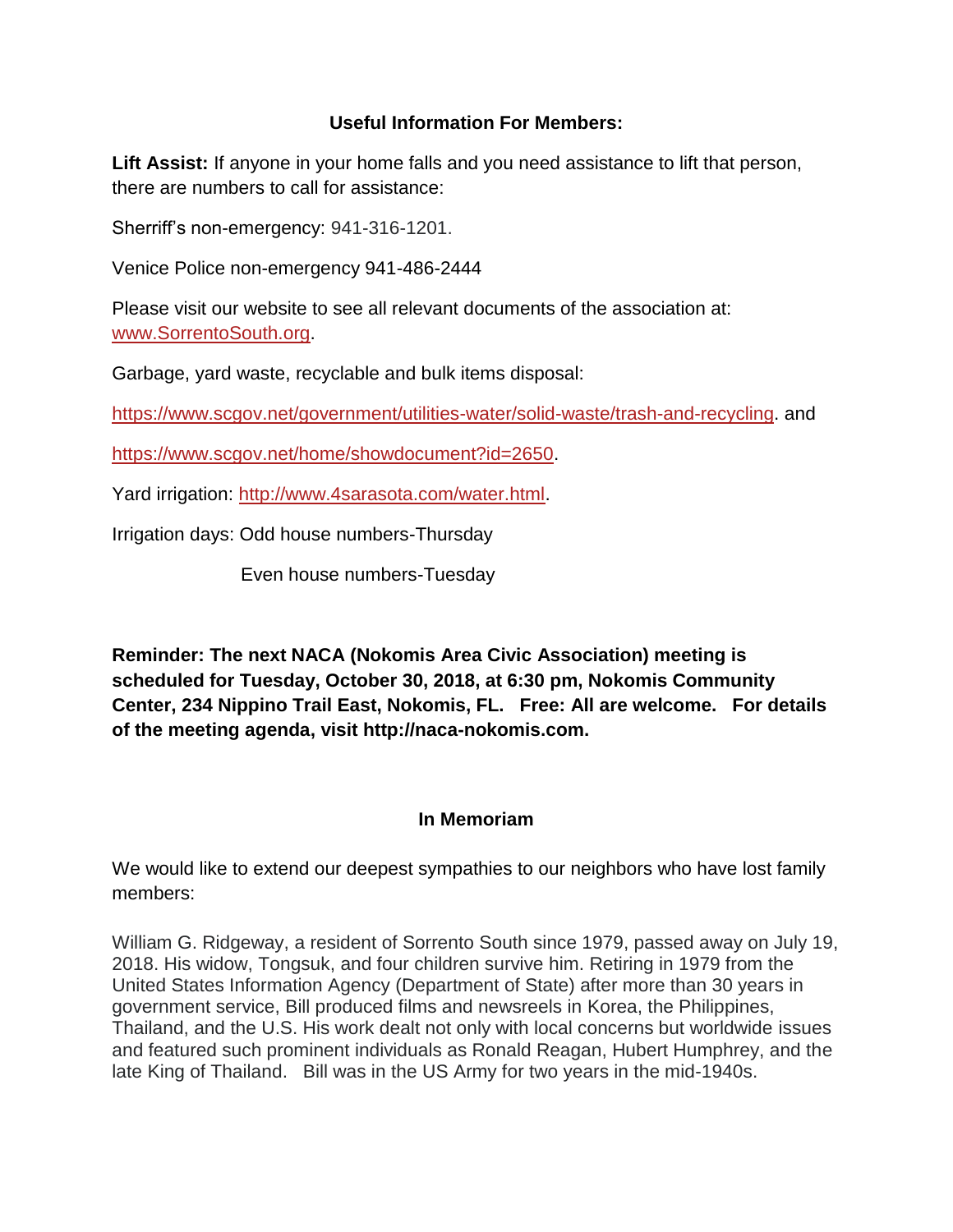## Useful Information For Members:

**Lift Assist:** If anyone in your home falls and you need assistance to lift that person, there are numbers to call for assistance:

Sherriff's non-emergency: 941-316-1201.

Venice Police non-emergency 941-486-2444

Please visit our website to see all relevant documents of the association at: www.SorrentoSouth.org.

Garbage, yard waste, recyclable and bulk items disposal:

https://www.scgov.net/government/utilities-water/solid-waste/trash-and-recycling. and

https://www.scgov.net/home/showdocument?id=2650.

Yard irrigation: http://www.4sarasota.com/water.html.

Irrigation days: Odd house numbers-Thursday

Even house numbers-Tuesday

**Reminder: The next NACA (Nokomis Area Civic Association) meeting is scheduled for Tuesday, October 30, 2018, at 6:30 pm, Nokomis Community Center, 234 Nippino Trail East, Nokomis, FL. Free: All are welcome. For details of the meeting agenda, visit http://naca-nokomis.com.**

## In Memoriam

We would like to extend our deepest sympathies to our neighbors who have lost family members:

William G. Ridgeway, a resident of Sorrento South since 1979, passed away on July 19, 2018. His widow, Tongsuk, and four children survive him. Retiring in 1979 from the United States Information Agency (Department of State) after more than 30 years in government service, Bill produced films and newsreels in Korea, the Philippines, Thailand, and the U.S. His work dealt not only with local concerns but worldwide issues and featured such prominent individuals as Ronald Reagan, Hubert Humphrey, and the late King of Thailand. Bill was in the US Army for two years in the mid-1940s.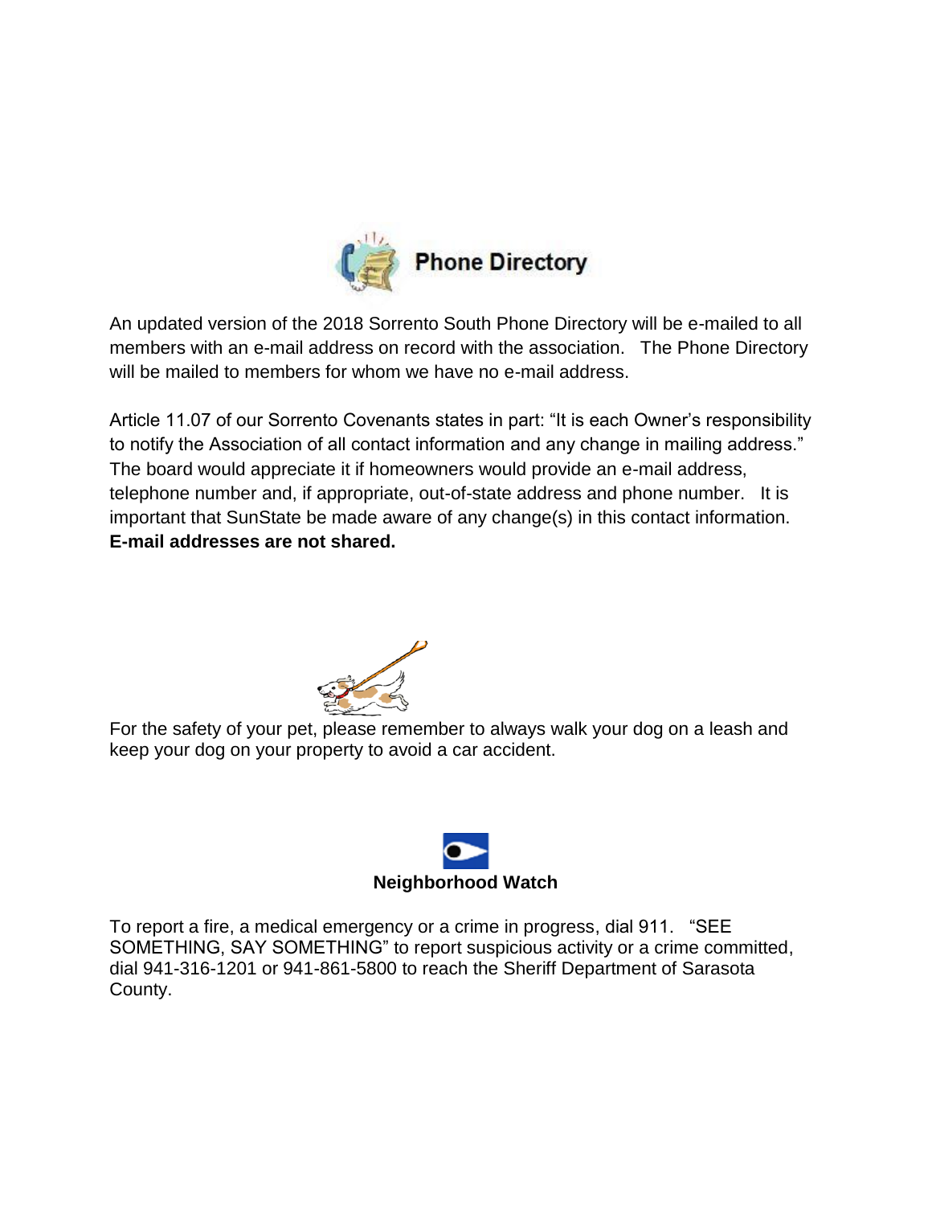## Phone Directory

An updated version of the 2018 Sorrento South Phone Directory will be e-mailed to all members with an e-mail address on record with the association. The Phone Directory will be mailed to members for whom we have no e-mail address.

Article 11.07 of our Sorrento Covenants states in part: "It is each Owner's responsibility to notify the Association of all contact information and any change in mailing address." The board would appreciate it if homeowners would provide an e-mail address, telephone number and, if appropriate, out-of-state address and phone number. It is important that SunState be made aware of any change(s) in this contact information. **E-mail addresses are not shared.**

For the safety of your pet, please remember to always walk your dog on a leash and keep your dog on your property to avoid a car accident.

**Neighborhood Watch**

To report a fire, a medical emergency or a crime in progress, dial 911. "SEE SOMETHING, SAY SOMETHING" to report suspicious activity or a crime committed, dial 941-316-1201 or 941-861-5800 to reach the Sheriff Department of Sarasota County.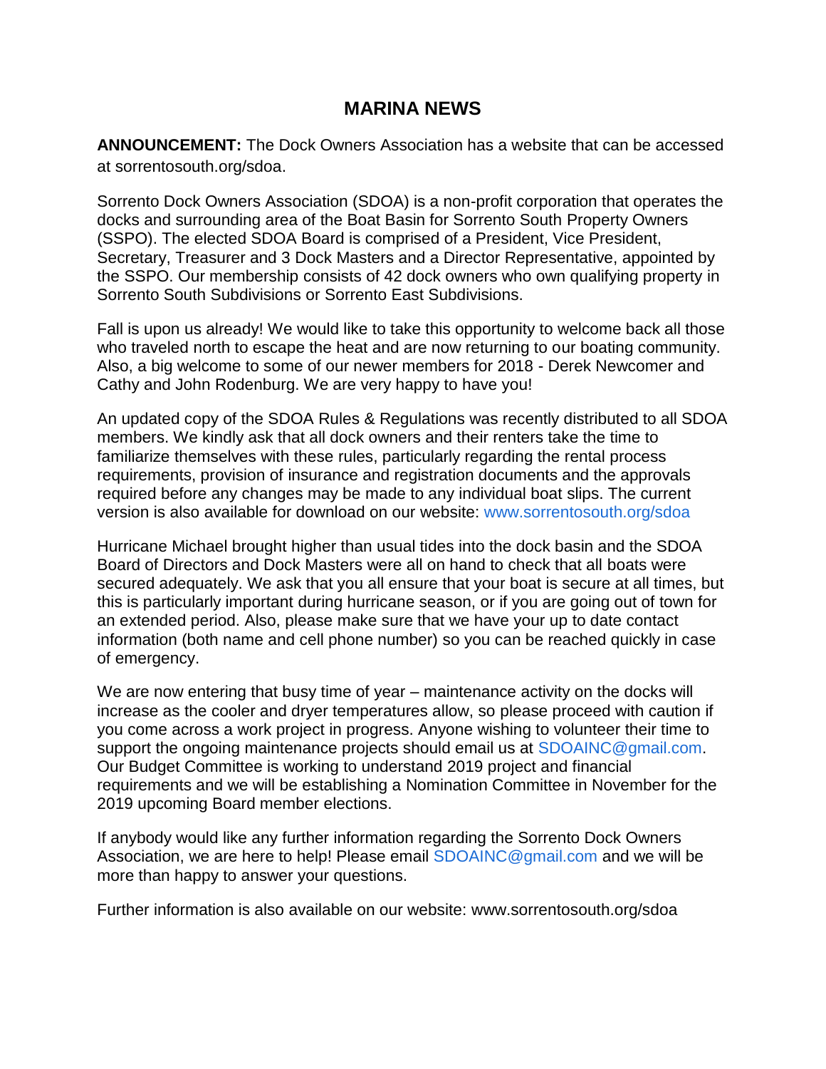# MARINA NEWS

**ANNOUNCEMENT:** The Dock Owners Association has a website that can be accessed at sorrentosouth.org/sdoa.

Sorrento Dock Owners Association (SDOA) is a non-profit corporation that operates the docks and surrounding area of the Boat Basin for Sorrento South Property Owners (SSPO). The elected SDOA Board is comprised of a President, Vice President, Secretary, Treasurer and 3 Dock Masters and a Director Representative, appointed by the SSPO. Our membership consists of 42 dock owners who own qualifying property in Sorrento South Subdivisions or Sorrento East Subdivisions.

Fall is upon us already! We would like to take this opportunity to welcome back all those who traveled north to escape the heat and are now returning to our boating community. Also, a big welcome to some of our newer members for 2018 - Derek Newcomer and Cathy and John Rodenburg. We are very happy to have you!

An updated copy of the SDOA Rules & Regulations was recently distributed to all SDOA members. We kindly ask that all dock owners and their renters take the time to familiarize themselves with these rules, particularly regarding the rental process requirements, provision of insurance and registration documents and the approvals required before any changes may be made to any individual boat slips. The current version is also available for download on our website: www.sorrentosouth.org/sdoa

Hurricane Michael brought higher than usual tides into the dock basin and the SDOA Board of Directors and Dock Masters were all on hand to check that all boats were secured adequately. We ask that you all ensure that your boat is secure at all times, but this is particularly important during hurricane season, or if you are going out of town for an extended period. Also, please make sure that we have your up to date contact information (both name and cell phone number) so you can be reached quickly in case of emergency.

We are now entering that busy time of year – maintenance activity on the docks will increase as the cooler and dryer temperatures allow, so please proceed with caution if you come across a work project in progress. Anyone wishing to volunteer their time to support the ongoing maintenance projects should email us at SDOAINC@gmail.com. Our Budget Committee is working to understand 2019 project and financial requirements and we will be establishing a Nomination Committee in November for the 2019 upcoming Board member elections.

If anybody would like any further information regarding the Sorrento Dock Owners Association, we are here to help! Please email SDOAINC@gmail.com and we will be more than happy to answer your questions.

Further information is also available on our website: www.sorrentosouth.org/sdoa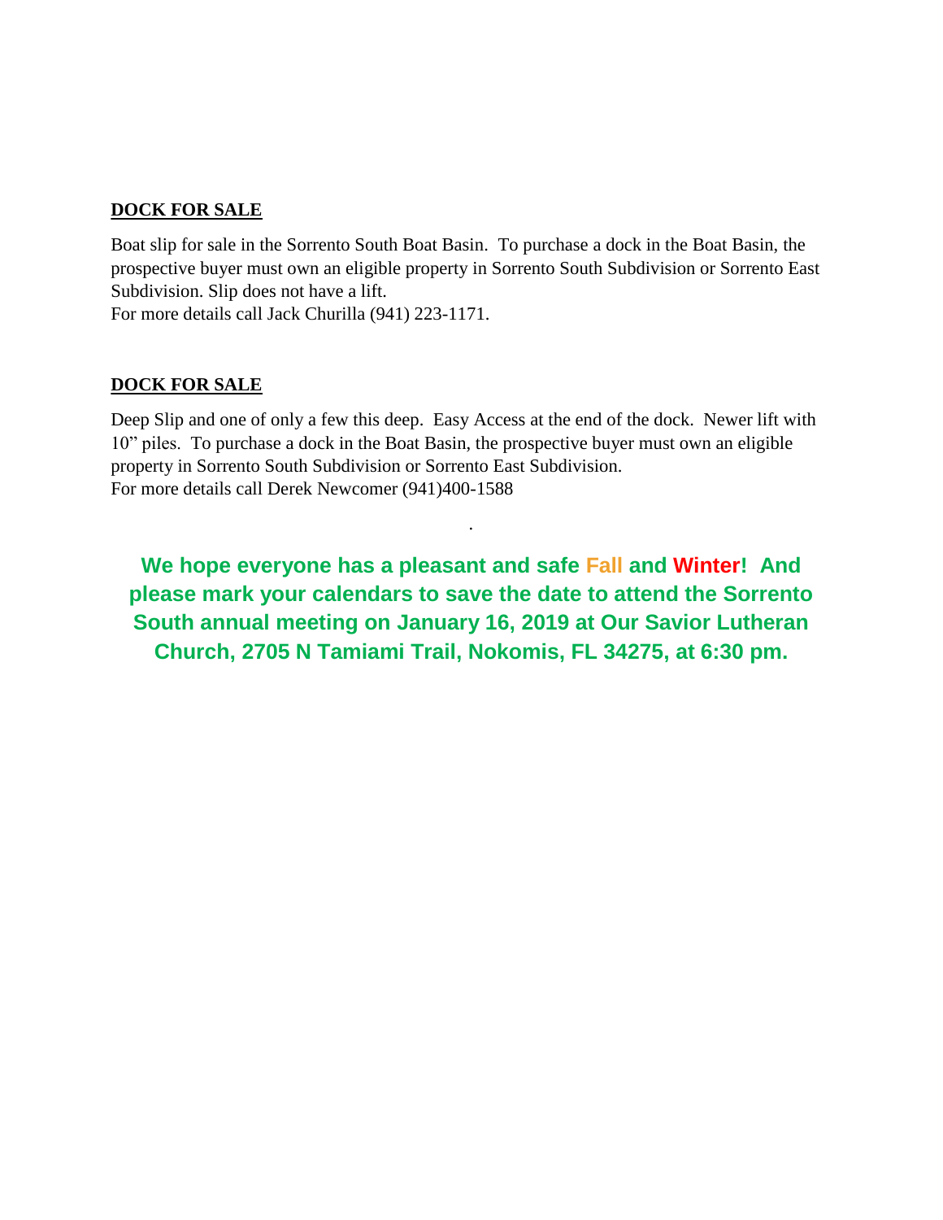**DOCK FOR SALE**

Boat slip for sale in the Sorrento South Boat Basin. To purchase a dock in the Boat Basin, the prospective buyer must own an eligible property in Sorrento South Subdivision or Sorrento East Subdivision. Slip does not have a lift.
For more details call Jack Churilla (941) 223-1171.

**DOCK FOR SALE**

Deep Slip and one of only a few this deep. Easy Access at the end of the dock. Newer lift with 10" piles. To purchase a dock in the Boat Basin, the prospective buyer must own an eligible property in Sorrento South Subdivision or Sorrento East Subdivision.
For more details call Derek Newcomer (941)400-1588

.

**We hope everyone has a pleasant and safe Fall and Winter! And please mark your calendars to save the date to attend the Sorrento South annual meeting on January 16, 2019 at Our Savior Lutheran Church, 2705 N Tamiami Trail, Nokomis, FL 34275, at 6:30 pm.**